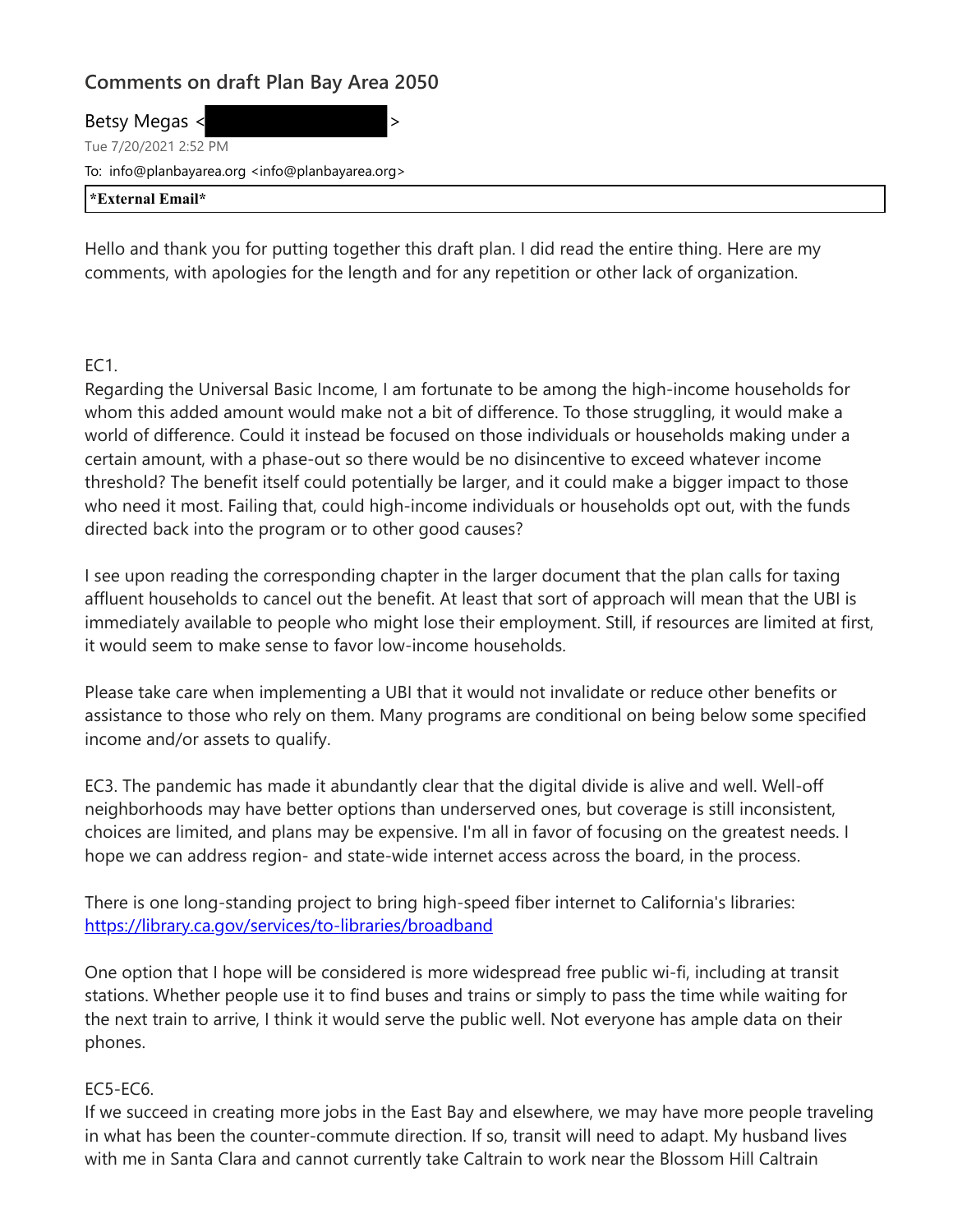## Comments on draft Plan Bay Area 2050

Betsy Megas < >

Tue 7/20/2021 2:52 PM

To: info@planbayarea.org <info@planbayarea.org>

**\*External Email\***

Hello and thank you for putting together this draft plan. I did read the entire thing. Here are my comments, with apologies for the length and for any repetition or other lack of organization.

EC1.
Regarding the Universal Basic Income, I am fortunate to be among the high-income households for whom this added amount would make not a bit of difference. To those struggling, it would make a world of difference. Could it instead be focused on those individuals or households making under a certain amount, with a phase-out so there would be no disincentive to exceed whatever income threshold? The benefit itself could potentially be larger, and it could make a bigger impact to those who need it most. Failing that, could high-income individuals or households opt out, with the funds directed back into the program or to other good causes?

I see upon reading the corresponding chapter in the larger document that the plan calls for taxing affluent households to cancel out the benefit. At least that sort of approach will mean that the UBI is immediately available to people who might lose their employment. Still, if resources are limited at first, it would seem to make sense to favor low-income households.

Please take care when implementing a UBI that it would not invalidate or reduce other benefits or assistance to those who rely on them. Many programs are conditional on being below some specified income and/or assets to qualify.

EC3. The pandemic has made it abundantly clear that the digital divide is alive and well. Well-off neighborhoods may have better options than underserved ones, but coverage is still inconsistent, choices are limited, and plans may be expensive. I'm all in favor of focusing on the greatest needs. I hope we can address region- and state-wide internet access across the board, in the process.

There is one long-standing project to bring high-speed fiber internet to California's libraries: https://library.ca.gov/services/to-libraries/broadband

One option that I hope will be considered is more widespread free public wi-fi, including at transit stations. Whether people use it to find buses and trains or simply to pass the time while waiting for the next train to arrive, I think it would serve the public well. Not everyone has ample data on their phones.

EC5-EC6.
If we succeed in creating more jobs in the East Bay and elsewhere, we may have more people traveling in what has been the counter-commute direction. If so, transit will need to adapt. My husband lives with me in Santa Clara and cannot currently take Caltrain to work near the Blossom Hill Caltrain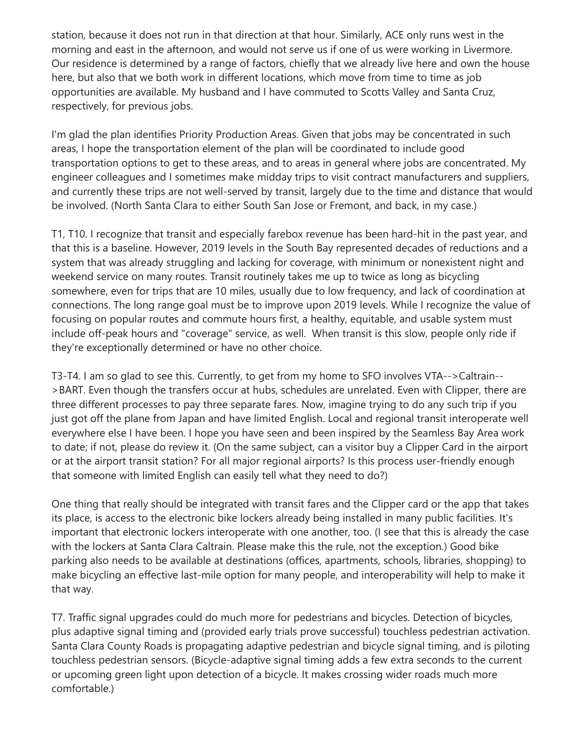station, because it does not run in that direction at that hour. Similarly, ACE only runs west in the morning and east in the afternoon, and would not serve us if one of us were working in Livermore. Our residence is determined by a range of factors, chiefly that we already live here and own the house here, but also that we both work in different locations, which move from time to time as job opportunities are available. My husband and I have commuted to Scotts Valley and Santa Cruz, respectively, for previous jobs.

I'm glad the plan identifies Priority Production Areas. Given that jobs may be concentrated in such areas, I hope the transportation element of the plan will be coordinated to include good transportation options to get to these areas, and to areas in general where jobs are concentrated. My engineer colleagues and I sometimes make midday trips to visit contract manufacturers and suppliers, and currently these trips are not well-served by transit, largely due to the time and distance that would be involved. (North Santa Clara to either South San Jose or Fremont, and back, in my case.)

T1, T10. I recognize that transit and especially farebox revenue has been hard-hit in the past year, and that this is a baseline. However, 2019 levels in the South Bay represented decades of reductions and a system that was already struggling and lacking for coverage, with minimum or nonexistent night and weekend service on many routes. Transit routinely takes me up to twice as long as bicycling somewhere, even for trips that are 10 miles, usually due to low frequency, and lack of coordination at connections. The long range goal must be to improve upon 2019 levels. While I recognize the value of focusing on popular routes and commute hours first, a healthy, equitable, and usable system must include off-peak hours and "coverage" service, as well. When transit is this slow, people only ride if they're exceptionally determined or have no other choice.

T3-T4. I am so glad to see this. Currently, to get from my home to SFO involves VTA-->Caltrain-->BART. Even though the transfers occur at hubs, schedules are unrelated. Even with Clipper, there are three different processes to pay three separate fares. Now, imagine trying to do any such trip if you just got off the plane from Japan and have limited English. Local and regional transit interoperate well everywhere else I have been. I hope you have seen and been inspired by the Seamless Bay Area work to date; if not, please do review it. (On the same subject, can a visitor buy a Clipper Card in the airport or at the airport transit station? For all major regional airports? Is this process user-friendly enough that someone with limited English can easily tell what they need to do?)

One thing that really should be integrated with transit fares and the Clipper card or the app that takes its place, is access to the electronic bike lockers already being installed in many public facilities. It's important that electronic lockers interoperate with one another, too. (I see that this is already the case with the lockers at Santa Clara Caltrain. Please make this the rule, not the exception.) Good bike parking also needs to be available at destinations (offices, apartments, schools, libraries, shopping) to make bicycling an effective last-mile option for many people, and interoperability will help to make it that way.

T7. Traffic signal upgrades could do much more for pedestrians and bicycles. Detection of bicycles, plus adaptive signal timing and (provided early trials prove successful) touchless pedestrian activation. Santa Clara County Roads is propagating adaptive pedestrian and bicycle signal timing, and is piloting touchless pedestrian sensors. (Bicycle-adaptive signal timing adds a few extra seconds to the current or upcoming green light upon detection of a bicycle. It makes crossing wider roads much more comfortable.)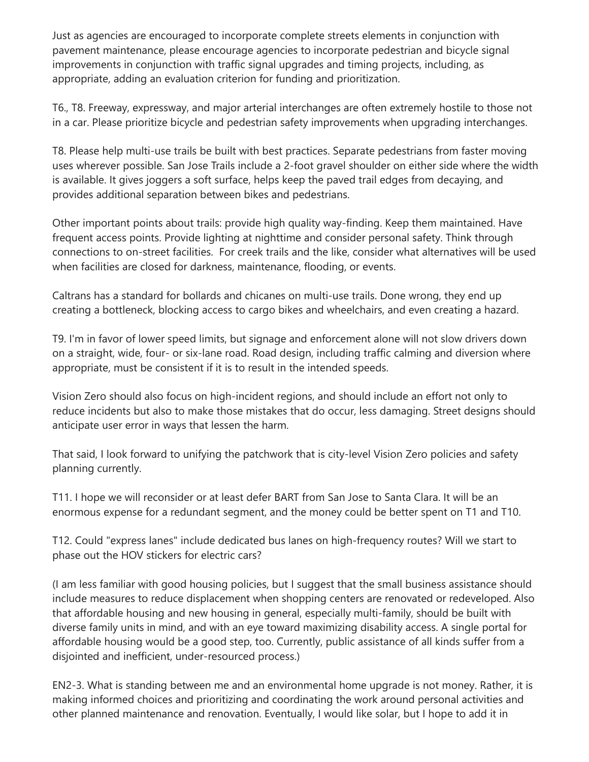Just as agencies are encouraged to incorporate complete streets elements in conjunction with pavement maintenance, please encourage agencies to incorporate pedestrian and bicycle signal improvements in conjunction with traffic signal upgrades and timing projects, including, as appropriate, adding an evaluation criterion for funding and prioritization.

T6., T8. Freeway, expressway, and major arterial interchanges are often extremely hostile to those not in a car. Please prioritize bicycle and pedestrian safety improvements when upgrading interchanges.

T8. Please help multi-use trails be built with best practices. Separate pedestrians from faster moving uses wherever possible. San Jose Trails include a 2-foot gravel shoulder on either side where the width is available. It gives joggers a soft surface, helps keep the paved trail edges from decaying, and provides additional separation between bikes and pedestrians.

Other important points about trails: provide high quality way-finding. Keep them maintained. Have frequent access points. Provide lighting at nighttime and consider personal safety. Think through connections to on-street facilities. For creek trails and the like, consider what alternatives will be used when facilities are closed for darkness, maintenance, flooding, or events.

Caltrans has a standard for bollards and chicanes on multi-use trails. Done wrong, they end up creating a bottleneck, blocking access to cargo bikes and wheelchairs, and even creating a hazard.

T9. I'm in favor of lower speed limits, but signage and enforcement alone will not slow drivers down on a straight, wide, four- or six-lane road. Road design, including traffic calming and diversion where appropriate, must be consistent if it is to result in the intended speeds.

Vision Zero should also focus on high-incident regions, and should include an effort not only to reduce incidents but also to make those mistakes that do occur, less damaging. Street designs should anticipate user error in ways that lessen the harm.

That said, I look forward to unifying the patchwork that is city-level Vision Zero policies and safety planning currently.

T11. I hope we will reconsider or at least defer BART from San Jose to Santa Clara. It will be an enormous expense for a redundant segment, and the money could be better spent on T1 and T10.

T12. Could "express lanes" include dedicated bus lanes on high-frequency routes? Will we start to phase out the HOV stickers for electric cars?

(I am less familiar with good housing policies, but I suggest that the small business assistance should include measures to reduce displacement when shopping centers are renovated or redeveloped. Also that affordable housing and new housing in general, especially multi-family, should be built with diverse family units in mind, and with an eye toward maximizing disability access. A single portal for affordable housing would be a good step, too. Currently, public assistance of all kinds suffer from a disjointed and inefficient, under-resourced process.)

EN2-3. What is standing between me and an environmental home upgrade is not money. Rather, it is making informed choices and prioritizing and coordinating the work around personal activities and other planned maintenance and renovation. Eventually, I would like solar, but I hope to add it in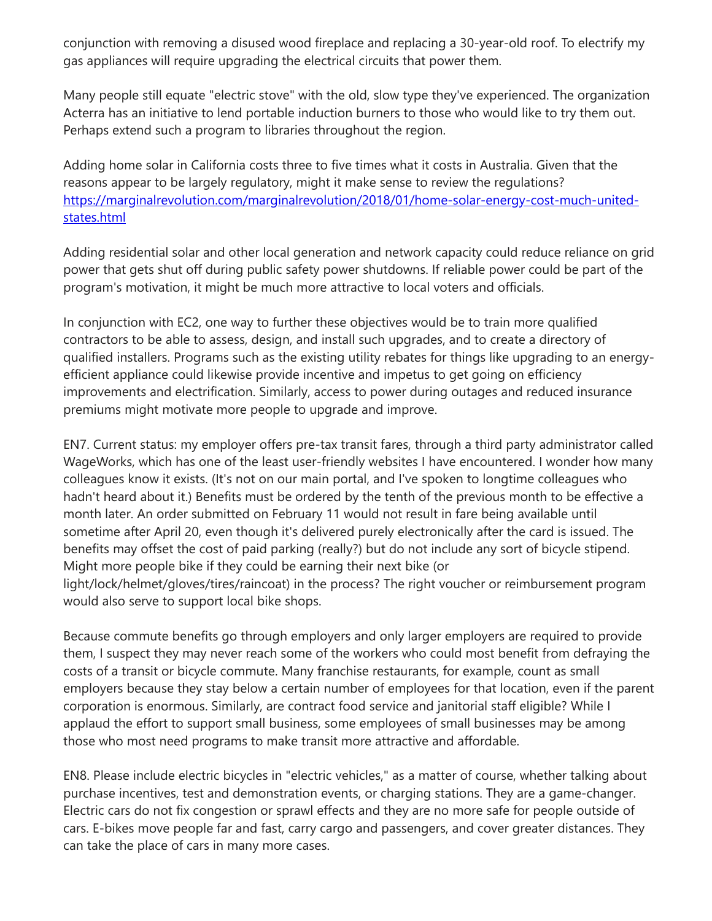conjunction with removing a disused wood fireplace and replacing a 30-year-old roof. To electrify my gas appliances will require upgrading the electrical circuits that power them.

Many people still equate "electric stove" with the old, slow type they've experienced. The organization Acterra has an initiative to lend portable induction burners to those who would like to try them out. Perhaps extend such a program to libraries throughout the region.

Adding home solar in California costs three to five times what it costs in Australia. Given that the reasons appear to be largely regulatory, might it make sense to review the regulations? [https://marginalrevolution.com/marginalrevolution/2018/01/home-solar-energy-cost-much-united-states.html](https://marginalrevolution.com/marginalrevolution/2018/01/home-solar-energy-cost-much-united-states.html)

Adding residential solar and other local generation and network capacity could reduce reliance on grid power that gets shut off during public safety power shutdowns. If reliable power could be part of the program's motivation, it might be much more attractive to local voters and officials.

In conjunction with EC2, one way to further these objectives would be to train more qualified contractors to be able to assess, design, and install such upgrades, and to create a directory of qualified installers. Programs such as the existing utility rebates for things like upgrading to an energy-efficient appliance could likewise provide incentive and impetus to get going on efficiency improvements and electrification. Similarly, access to power during outages and reduced insurance premiums might motivate more people to upgrade and improve.

EN7. Current status: my employer offers pre-tax transit fares, through a third party administrator called WageWorks, which has one of the least user-friendly websites I have encountered. I wonder how many colleagues know it exists. (It's not on our main portal, and I've spoken to longtime colleagues who hadn't heard about it.) Benefits must be ordered by the tenth of the previous month to be effective a month later. An order submitted on February 11 would not result in fare being available until sometime after April 20, even though it's delivered purely electronically after the card is issued. The benefits may offset the cost of paid parking (really?) but do not include any sort of bicycle stipend. Might more people bike if they could be earning their next bike (or light/lock/helmet/gloves/tires/raincoat) in the process? The right voucher or reimbursement program would also serve to support local bike shops.

Because commute benefits go through employers and only larger employers are required to provide them, I suspect they may never reach some of the workers who could most benefit from defraying the costs of a transit or bicycle commute. Many franchise restaurants, for example, count as small employers because they stay below a certain number of employees for that location, even if the parent corporation is enormous. Similarly, are contract food service and janitorial staff eligible? While I applaud the effort to support small business, some employees of small businesses may be among those who most need programs to make transit more attractive and affordable.

EN8. Please include electric bicycles in "electric vehicles," as a matter of course, whether talking about purchase incentives, test and demonstration events, or charging stations. They are a game-changer. Electric cars do not fix congestion or sprawl effects and they are no more safe for people outside of cars. E-bikes move people far and fast, carry cargo and passengers, and cover greater distances. They can take the place of cars in many more cases.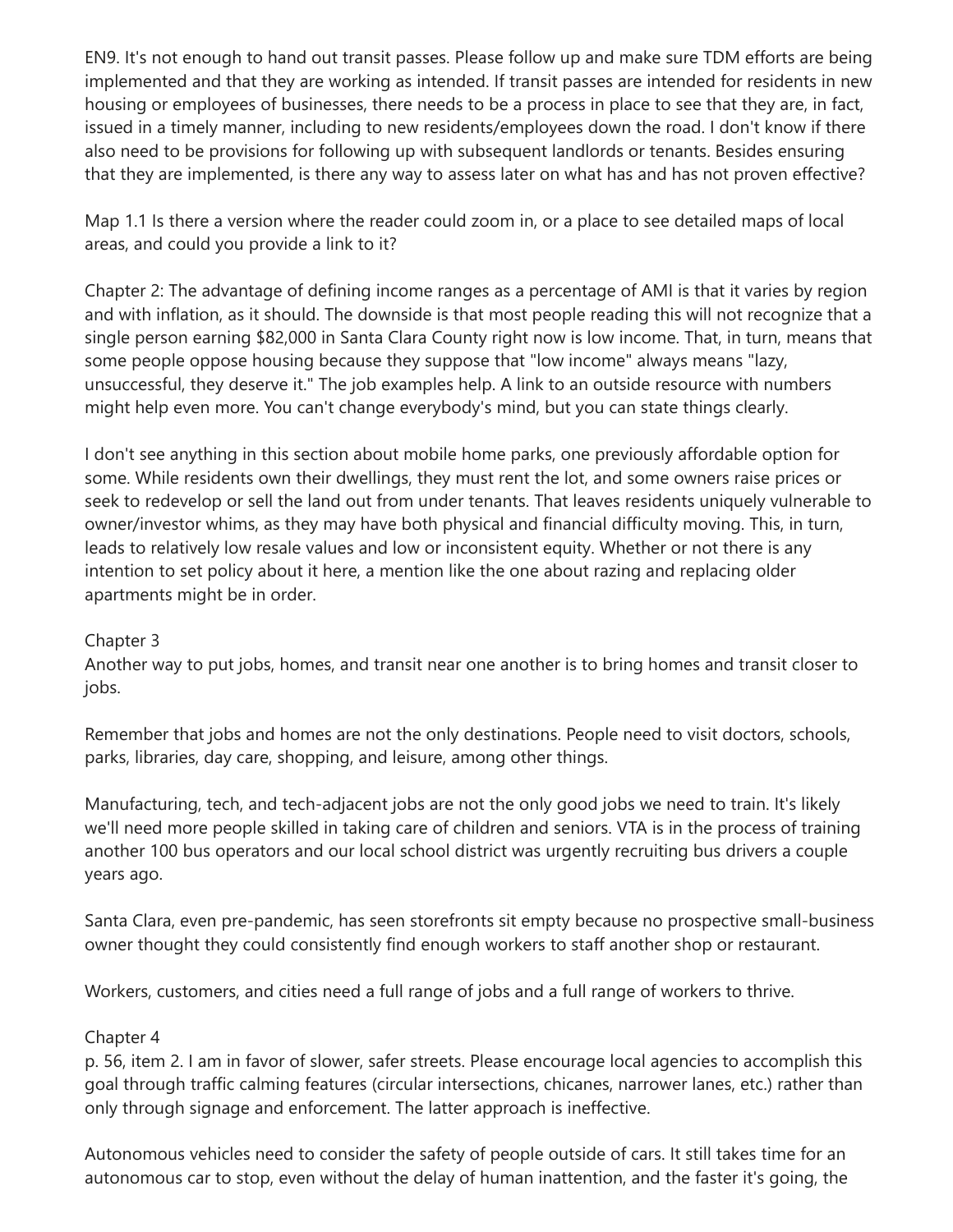EN9. It's not enough to hand out transit passes. Please follow up and make sure TDM efforts are being implemented and that they are working as intended. If transit passes are intended for residents in new housing or employees of businesses, there needs to be a process in place to see that they are, in fact, issued in a timely manner, including to new residents/employees down the road. I don't know if there also need to be provisions for following up with subsequent landlords or tenants. Besides ensuring that they are implemented, is there any way to assess later on what has and has not proven effective?

Map 1.1 Is there a version where the reader could zoom in, or a place to see detailed maps of local areas, and could you provide a link to it?

Chapter 2: The advantage of defining income ranges as a percentage of AMI is that it varies by region and with inflation, as it should. The downside is that most people reading this will not recognize that a single person earning $82,000 in Santa Clara County right now is low income. That, in turn, means that some people oppose housing because they suppose that "low income" always means "lazy, unsuccessful, they deserve it." The job examples help. A link to an outside resource with numbers might help even more. You can't change everybody's mind, but you can state things clearly.

I don't see anything in this section about mobile home parks, one previously affordable option for some. While residents own their dwellings, they must rent the lot, and some owners raise prices or seek to redevelop or sell the land out from under tenants. That leaves residents uniquely vulnerable to owner/investor whims, as they may have both physical and financial difficulty moving. This, in turn, leads to relatively low resale values and low or inconsistent equity. Whether or not there is any intention to set policy about it here, a mention like the one about razing and replacing older apartments might be in order.

Chapter 3

Another way to put jobs, homes, and transit near one another is to bring homes and transit closer to jobs.

Remember that jobs and homes are not the only destinations. People need to visit doctors, schools, parks, libraries, day care, shopping, and leisure, among other things.

Manufacturing, tech, and tech-adjacent jobs are not the only good jobs we need to train. It's likely we'll need more people skilled in taking care of children and seniors. VTA is in the process of training another 100 bus operators and our local school district was urgently recruiting bus drivers a couple years ago.

Santa Clara, even pre-pandemic, has seen storefronts sit empty because no prospective small-business owner thought they could consistently find enough workers to staff another shop or restaurant.

Workers, customers, and cities need a full range of jobs and a full range of workers to thrive.

Chapter 4

p. 56, item 2. I am in favor of slower, safer streets. Please encourage local agencies to accomplish this goal through traffic calming features (circular intersections, chicanes, narrower lanes, etc.) rather than only through signage and enforcement. The latter approach is ineffective.

Autonomous vehicles need to consider the safety of people outside of cars. It still takes time for an autonomous car to stop, even without the delay of human inattention, and the faster it's going, the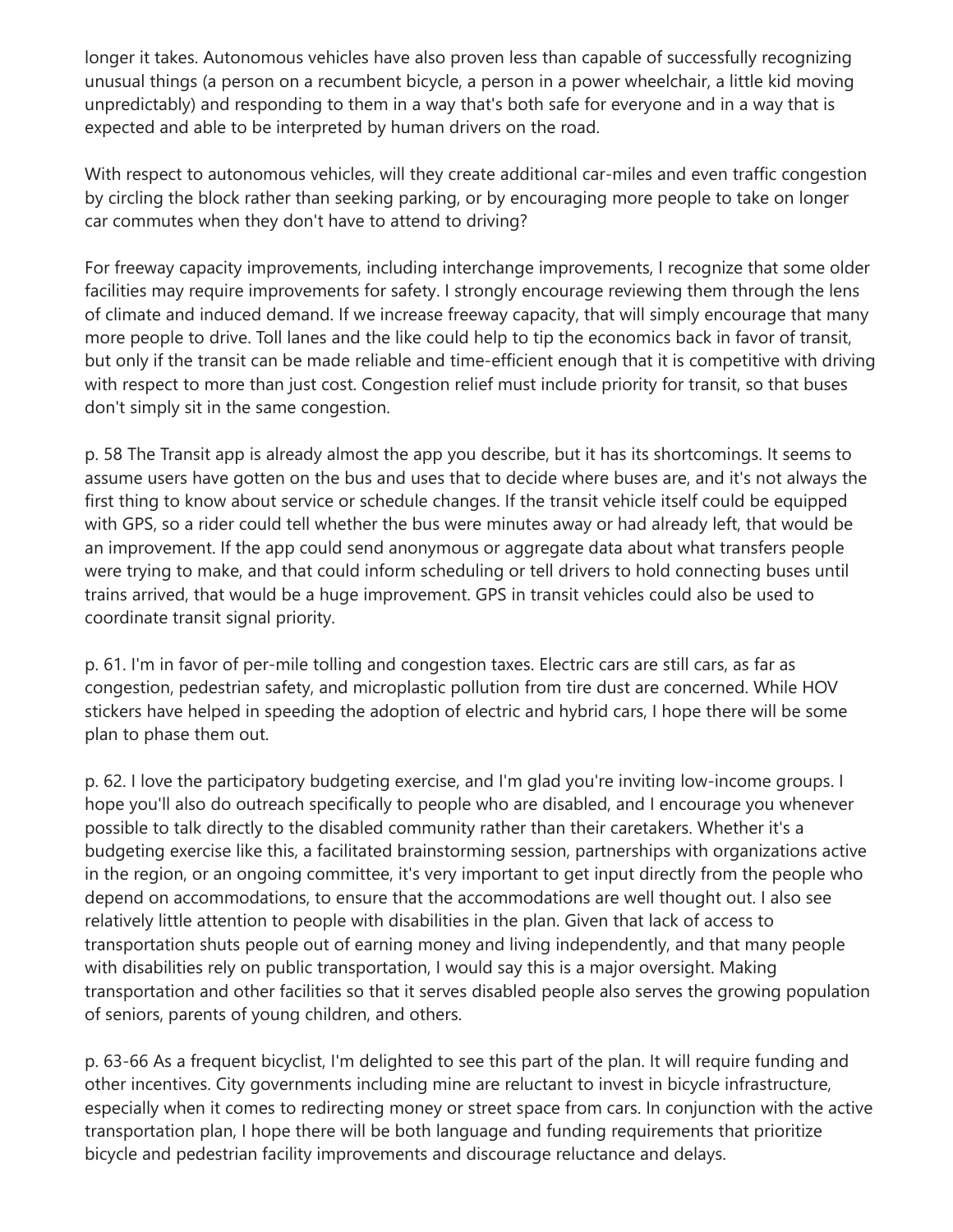longer it takes. Autonomous vehicles have also proven less than capable of successfully recognizing unusual things (a person on a recumbent bicycle, a person in a power wheelchair, a little kid moving unpredictably) and responding to them in a way that's both safe for everyone and in a way that is expected and able to be interpreted by human drivers on the road.

With respect to autonomous vehicles, will they create additional car-miles and even traffic congestion by circling the block rather than seeking parking, or by encouraging more people to take on longer car commutes when they don't have to attend to driving?

For freeway capacity improvements, including interchange improvements, I recognize that some older facilities may require improvements for safety. I strongly encourage reviewing them through the lens of climate and induced demand. If we increase freeway capacity, that will simply encourage that many more people to drive. Toll lanes and the like could help to tip the economics back in favor of transit, but only if the transit can be made reliable and time-efficient enough that it is competitive with driving with respect to more than just cost. Congestion relief must include priority for transit, so that buses don't simply sit in the same congestion.

p. 58 The Transit app is already almost the app you describe, but it has its shortcomings. It seems to assume users have gotten on the bus and uses that to decide where buses are, and it's not always the first thing to know about service or schedule changes. If the transit vehicle itself could be equipped with GPS, so a rider could tell whether the bus were minutes away or had already left, that would be an improvement. If the app could send anonymous or aggregate data about what transfers people were trying to make, and that could inform scheduling or tell drivers to hold connecting buses until trains arrived, that would be a huge improvement. GPS in transit vehicles could also be used to coordinate transit signal priority.

p. 61. I'm in favor of per-mile tolling and congestion taxes. Electric cars are still cars, as far as congestion, pedestrian safety, and microplastic pollution from tire dust are concerned. While HOV stickers have helped in speeding the adoption of electric and hybrid cars, I hope there will be some plan to phase them out.

p. 62. I love the participatory budgeting exercise, and I'm glad you're inviting low-income groups. I hope you'll also do outreach specifically to people who are disabled, and I encourage you whenever possible to talk directly to the disabled community rather than their caretakers. Whether it's a budgeting exercise like this, a facilitated brainstorming session, partnerships with organizations active in the region, or an ongoing committee, it's very important to get input directly from the people who depend on accommodations, to ensure that the accommodations are well thought out. I also see relatively little attention to people with disabilities in the plan. Given that lack of access to transportation shuts people out of earning money and living independently, and that many people with disabilities rely on public transportation, I would say this is a major oversight. Making transportation and other facilities so that it serves disabled people also serves the growing population of seniors, parents of young children, and others.

p. 63-66 As a frequent bicyclist, I'm delighted to see this part of the plan. It will require funding and other incentives. City governments including mine are reluctant to invest in bicycle infrastructure, especially when it comes to redirecting money or street space from cars. In conjunction with the active transportation plan, I hope there will be both language and funding requirements that prioritize bicycle and pedestrian facility improvements and discourage reluctance and delays.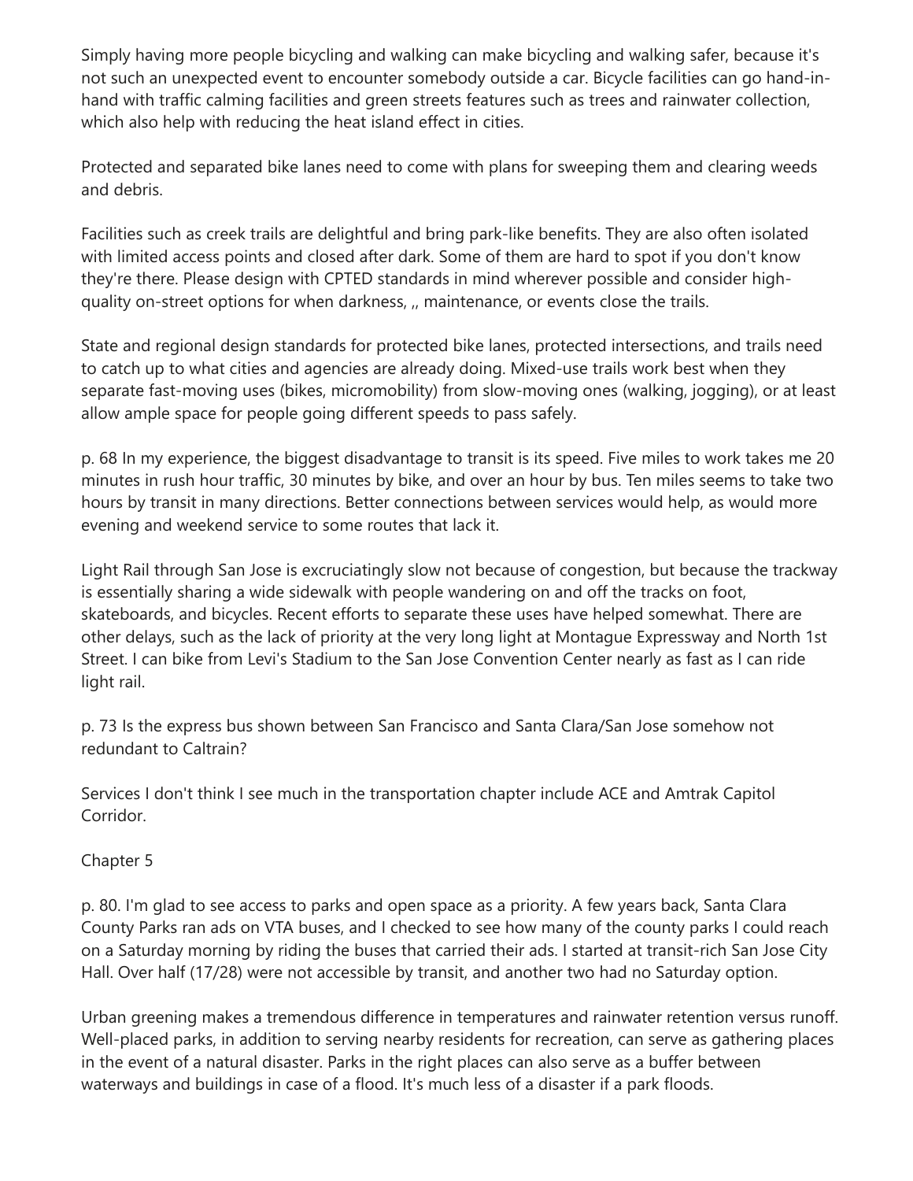Simply having more people bicycling and walking can make bicycling and walking safer, because it's not such an unexpected event to encounter somebody outside a car. Bicycle facilities can go hand-in-hand with traffic calming facilities and green streets features such as trees and rainwater collection, which also help with reducing the heat island effect in cities.

Protected and separated bike lanes need to come with plans for sweeping them and clearing weeds and debris.

Facilities such as creek trails are delightful and bring park-like benefits. They are also often isolated with limited access points and closed after dark. Some of them are hard to spot if you don't know they're there. Please design with CPTED standards in mind wherever possible and consider high-quality on-street options for when darkness, ,, maintenance, or events close the trails.

State and regional design standards for protected bike lanes, protected intersections, and trails need to catch up to what cities and agencies are already doing. Mixed-use trails work best when they separate fast-moving uses (bikes, micromobility) from slow-moving ones (walking, jogging), or at least allow ample space for people going different speeds to pass safely.

p. 68 In my experience, the biggest disadvantage to transit is its speed. Five miles to work takes me 20 minutes in rush hour traffic, 30 minutes by bike, and over an hour by bus. Ten miles seems to take two hours by transit in many directions. Better connections between services would help, as would more evening and weekend service to some routes that lack it.

Light Rail through San Jose is excruciatingly slow not because of congestion, but because the trackway is essentially sharing a wide sidewalk with people wandering on and off the tracks on foot, skateboards, and bicycles. Recent efforts to separate these uses have helped somewhat. There are other delays, such as the lack of priority at the very long light at Montague Expressway and North 1st Street. I can bike from Levi's Stadium to the San Jose Convention Center nearly as fast as I can ride light rail.

p. 73 Is the express bus shown between San Francisco and Santa Clara/San Jose somehow not redundant to Caltrain?

Services I don't think I see much in the transportation chapter include ACE and Amtrak Capitol Corridor.

Chapter 5

p. 80. I'm glad to see access to parks and open space as a priority. A few years back, Santa Clara County Parks ran ads on VTA buses, and I checked to see how many of the county parks I could reach on a Saturday morning by riding the buses that carried their ads. I started at transit-rich San Jose City Hall. Over half (17/28) were not accessible by transit, and another two had no Saturday option.

Urban greening makes a tremendous difference in temperatures and rainwater retention versus runoff. Well-placed parks, in addition to serving nearby residents for recreation, can serve as gathering places in the event of a natural disaster. Parks in the right places can also serve as a buffer between waterways and buildings in case of a flood. It's much less of a disaster if a park floods.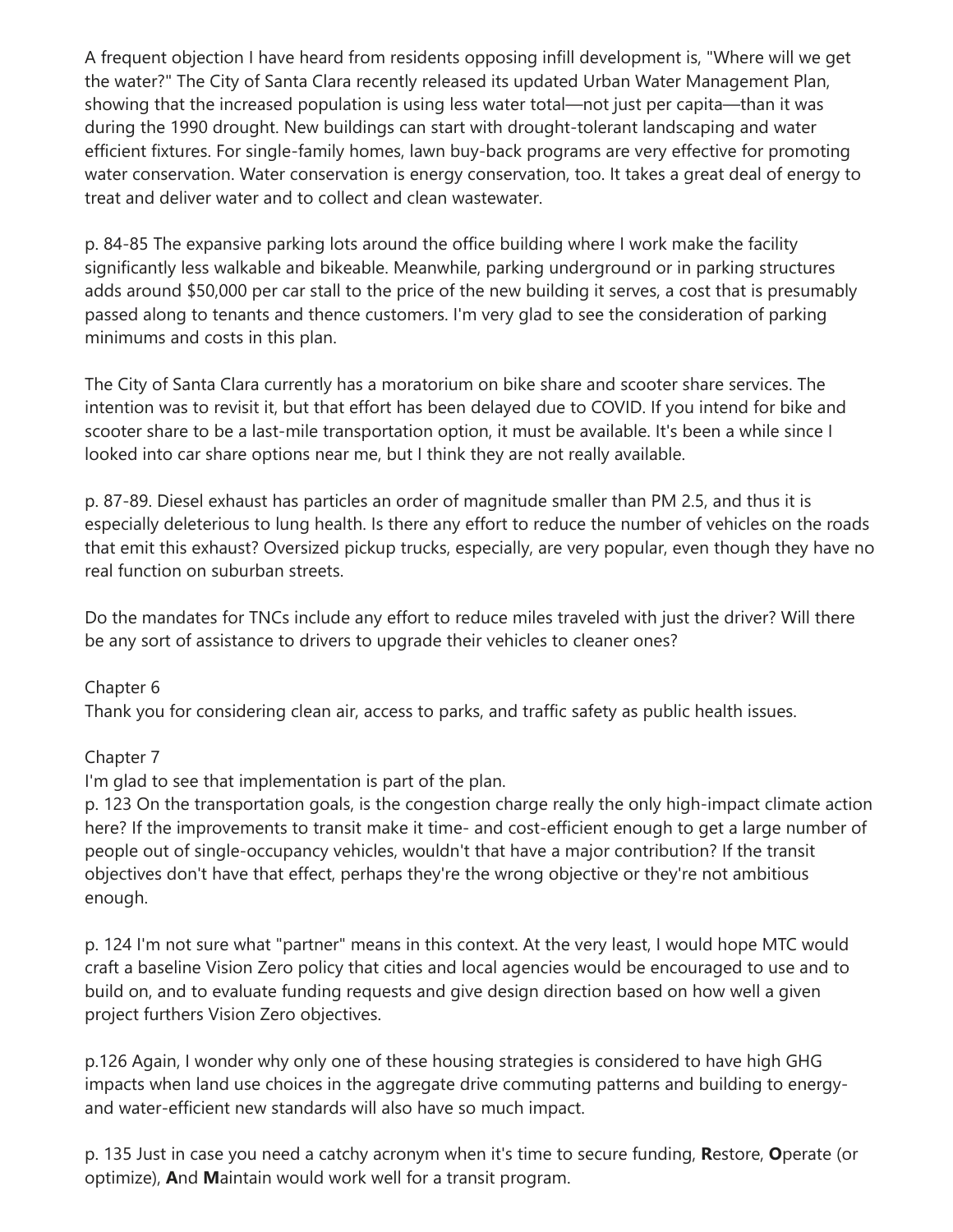A frequent objection I have heard from residents opposing infill development is, "Where will we get the water?" The City of Santa Clara recently released its updated Urban Water Management Plan, showing that the increased population is using less water total—not just per capita—than it was during the 1990 drought. New buildings can start with drought-tolerant landscaping and water efficient fixtures. For single-family homes, lawn buy-back programs are very effective for promoting water conservation. Water conservation is energy conservation, too. It takes a great deal of energy to treat and deliver water and to collect and clean wastewater.

p. 84-85 The expansive parking lots around the office building where I work make the facility significantly less walkable and bikeable. Meanwhile, parking underground or in parking structures adds around $50,000 per car stall to the price of the new building it serves, a cost that is presumably passed along to tenants and thence customers. I'm very glad to see the consideration of parking minimums and costs in this plan.

The City of Santa Clara currently has a moratorium on bike share and scooter share services. The intention was to revisit it, but that effort has been delayed due to COVID. If you intend for bike and scooter share to be a last-mile transportation option, it must be available. It's been a while since I looked into car share options near me, but I think they are not really available.

p. 87-89. Diesel exhaust has particles an order of magnitude smaller than PM 2.5, and thus it is especially deleterious to lung health. Is there any effort to reduce the number of vehicles on the roads that emit this exhaust? Oversized pickup trucks, especially, are very popular, even though they have no real function on suburban streets.

Do the mandates for TNCs include any effort to reduce miles traveled with just the driver? Will there be any sort of assistance to drivers to upgrade their vehicles to cleaner ones?

Chapter 6
Thank you for considering clean air, access to parks, and traffic safety as public health issues.

Chapter 7
I'm glad to see that implementation is part of the plan.
p. 123 On the transportation goals, is the congestion charge really the only high-impact climate action here? If the improvements to transit make it time- and cost-efficient enough to get a large number of people out of single-occupancy vehicles, wouldn't that have a major contribution? If the transit objectives don't have that effect, perhaps they're the wrong objective or they're not ambitious enough.

p. 124 I'm not sure what "partner" means in this context. At the very least, I would hope MTC would craft a baseline Vision Zero policy that cities and local agencies would be encouraged to use and to build on, and to evaluate funding requests and give design direction based on how well a given project furthers Vision Zero objectives.

p.126 Again, I wonder why only one of these housing strategies is considered to have high GHG impacts when land use choices in the aggregate drive commuting patterns and building to energy- and water-efficient new standards will also have so much impact.

p. 135 Just in case you need a catchy acronym when it's time to secure funding, **R**estore, **O**perate (or optimize), **A**nd **M**aintain would work well for a transit program.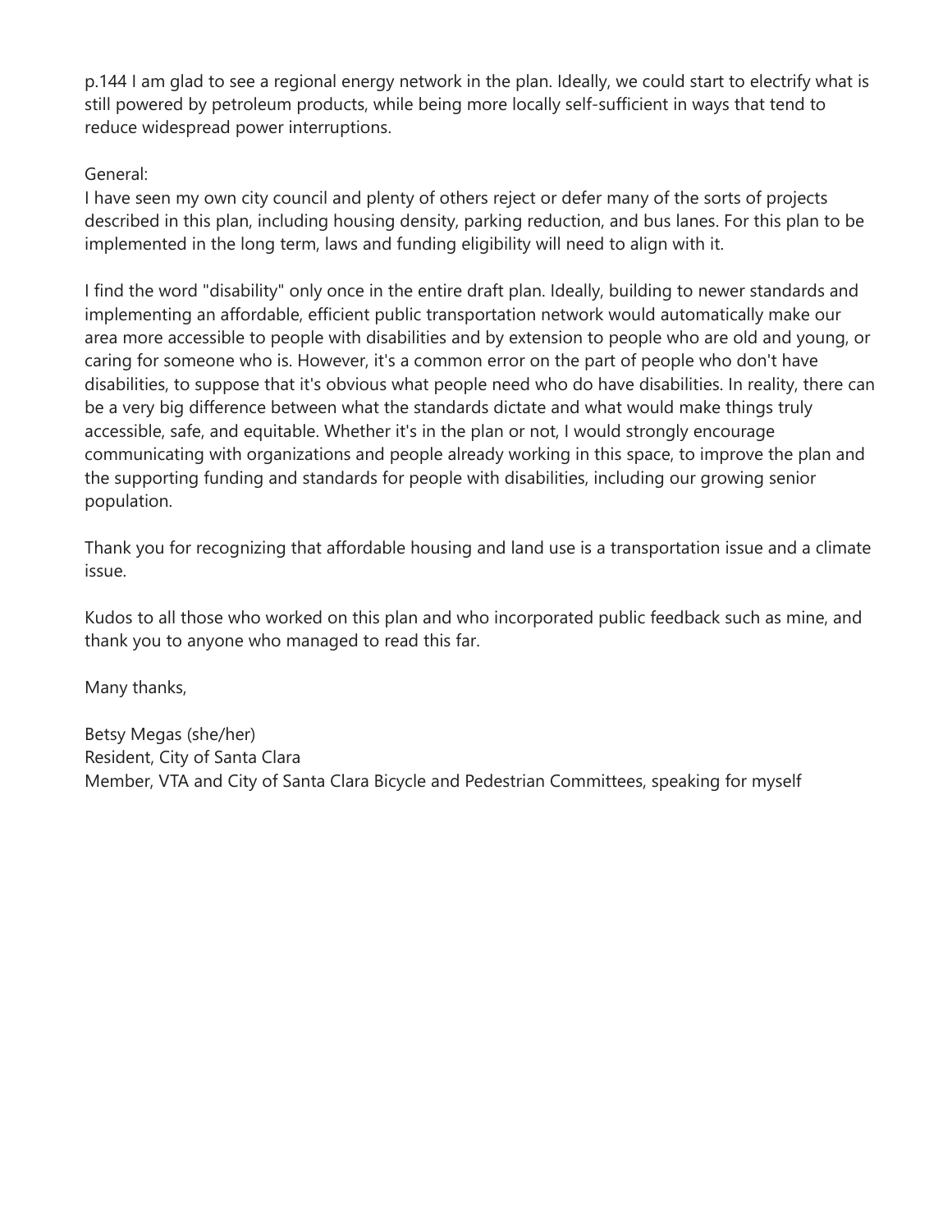p.144 I am glad to see a regional energy network in the plan. Ideally, we could start to electrify what is still powered by petroleum products, while being more locally self-sufficient in ways that tend to reduce widespread power interruptions.

General:
I have seen my own city council and plenty of others reject or defer many of the sorts of projects described in this plan, including housing density, parking reduction, and bus lanes. For this plan to be implemented in the long term, laws and funding eligibility will need to align with it.

I find the word "disability" only once in the entire draft plan. Ideally, building to newer standards and implementing an affordable, efficient public transportation network would automatically make our area more accessible to people with disabilities and by extension to people who are old and young, or caring for someone who is. However, it's a common error on the part of people who don't have disabilities, to suppose that it's obvious what people need who do have disabilities. In reality, there can be a very big difference between what the standards dictate and what would make things truly accessible, safe, and equitable. Whether it's in the plan or not, I would strongly encourage communicating with organizations and people already working in this space, to improve the plan and the supporting funding and standards for people with disabilities, including our growing senior population.

Thank you for recognizing that affordable housing and land use is a transportation issue and a climate issue.

Kudos to all those who worked on this plan and who incorporated public feedback such as mine, and thank you to anyone who managed to read this far.

Many thanks,

Betsy Megas (she/her)
Resident, City of Santa Clara
Member, VTA and City of Santa Clara Bicycle and Pedestrian Committees, speaking for myself